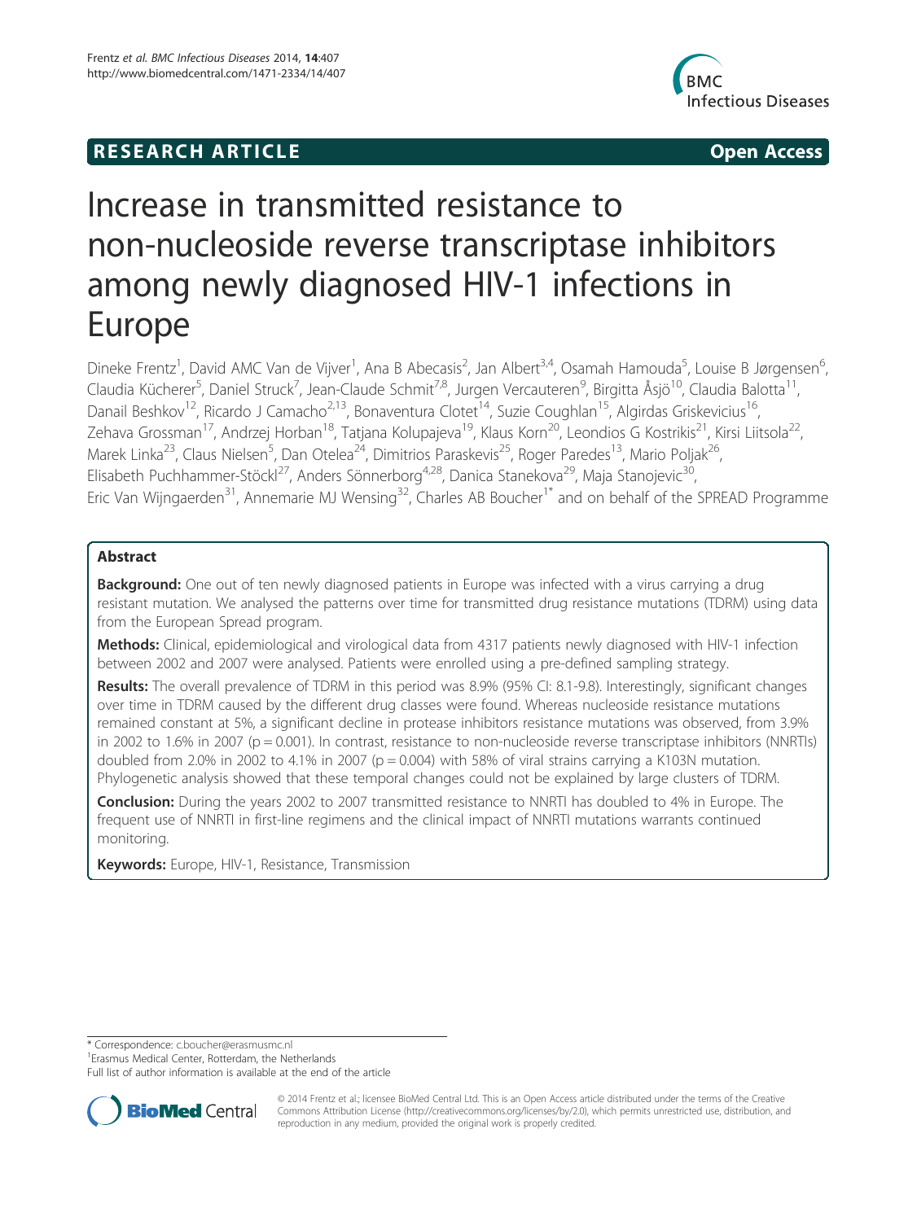RESEARCH ARTICLE Open Access

# Increase in transmitted resistance to non-nucleoside reverse transcriptase inhibitors among newly diagnosed HIV-1 infections in Europe

Dineke Frentz[1], David AMC Van de Vijver[1], Ana B Abecasis[2], Jan Albert[3,4], Osamah Hamouda[5], Louise B Jørgensen[6], Claudia Kücherer[5], Daniel Struck[7], Jean-Claude Schmit[7,8], Jurgen Vercauteren[9], Birgitta Åsjö[10], Claudia Balotta[11], Danail Beshkov[12], Ricardo J Camacho[2,13], Bonaventura Clotet[14], Suzie Coughlan[15], Algirdas Griskevicius[16], Zehava Grossman[17], Andrzej Horban[18], Tatjana Kolupajeva[19], Klaus Korn[20], Leondios G Kostrikis[21], Kirsi Liitsola[22], Marek Linka[23], Claus Nielsen[5], Dan Otelea[24], Dimitrios Paraskevis[25], Roger Paredes[13], Mario Poljak[26], Elisabeth Puchhammer-Stöckl[27], Anders Sönnerborg[4,28], Danica Stanekova[29], Maja Stanojevic[30], Eric Van Wijngaerden[31], Annemarie MJ Wensing[32], Charles AB Boucher[1]* and on behalf of the SPREAD Programme

## Abstract

**Background:** One out of ten newly diagnosed patients in Europe was infected with a virus carrying a drug resistant mutation. We analysed the patterns over time for transmitted drug resistance mutations (TDRM) using data from the European Spread program.

**Methods:** Clinical, epidemiological and virological data from 4317 patients newly diagnosed with HIV-1 infection between 2002 and 2007 were analysed. Patients were enrolled using a pre-defined sampling strategy.

**Results:** The overall prevalence of TDRM in this period was 8.9% (95% CI: 8.1-9.8). Interestingly, significant changes over time in TDRM caused by the different drug classes were found. Whereas nucleoside resistance mutations remained constant at 5%, a significant decline in protease inhibitors resistance mutations was observed, from 3.9% in 2002 to 1.6% in 2007 ($p = 0.001$). In contrast, resistance to non-nucleoside reverse transcriptase inhibitors (NNRTIs) doubled from 2.0% in 2002 to 4.1% in 2007 ($p = 0.004$) with 58% of viral strains carrying a K103N mutation. Phylogenetic analysis showed that these temporal changes could not be explained by large clusters of TDRM.

**Conclusion:** During the years 2002 to 2007 transmitted resistance to NNRTI has doubled to 4% in Europe. The frequent use of NNRTI in first-line regimens and the clinical impact of NNRTI mutations warrants continued monitoring.

**Keywords:** Europe, HIV-1, Resistance, Transmission

\* Correspondence: c.boucher@erasmusmc.nl
[1]Erasmus Medical Center, Rotterdam, the Netherlands
Full list of author information is available at the end of the article

© 2014 Frentz et al.; licensee BioMed Central Ltd. This is an Open Access article distributed under the terms of the Creative Commons Attribution License (http://creativecommons.org/licenses/by/2.0), which permits unrestricted use, distribution, and reproduction in any medium, provided the original work is properly credited.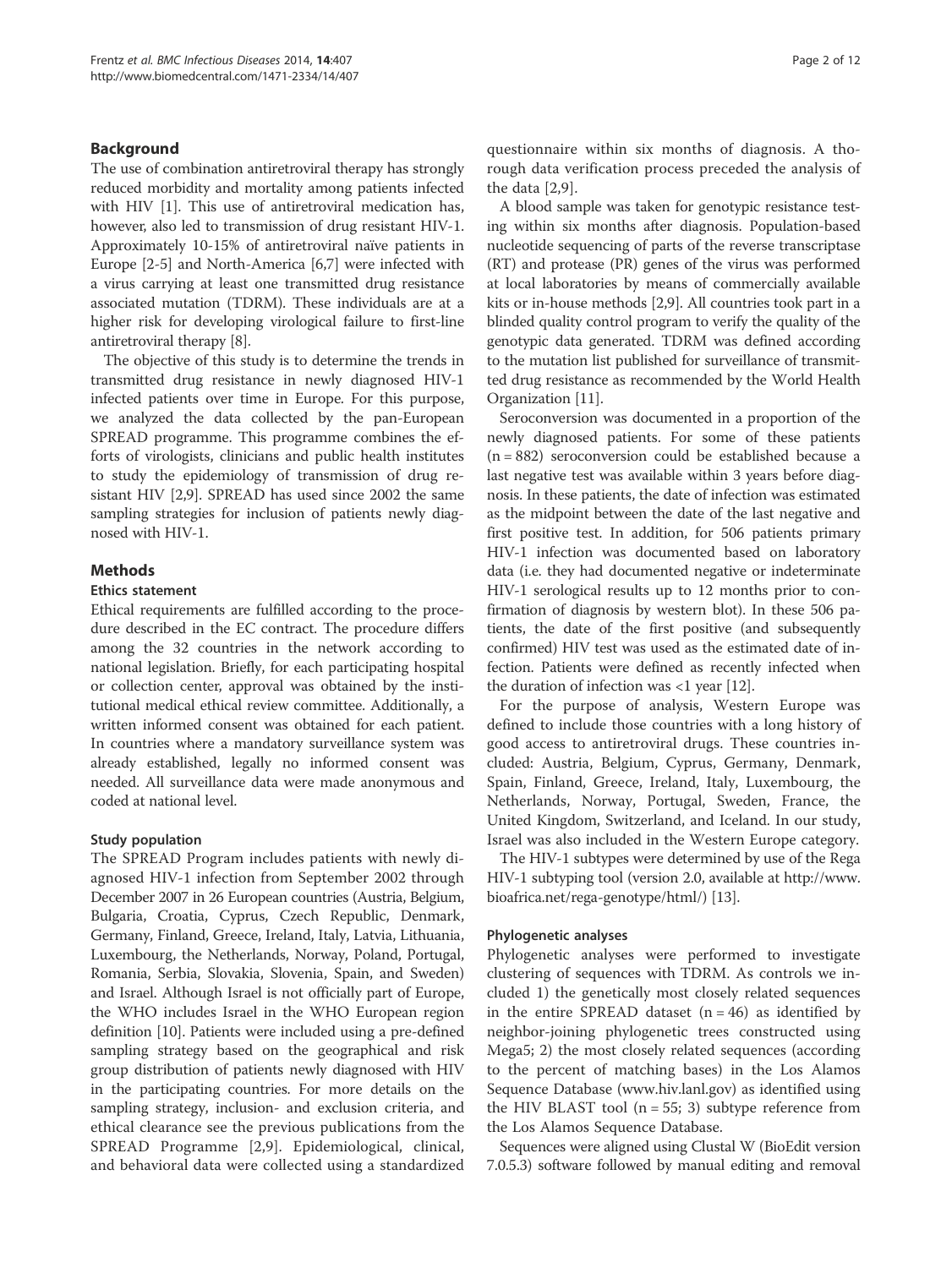## Background

The use of combination antiretroviral therapy has strongly reduced morbidity and mortality among patients infected with HIV [1]. This use of antiretroviral medication has, however, also led to transmission of drug resistant HIV-1. Approximately 10-15% of antiretroviral naïve patients in Europe [2-5] and North-America [6,7] were infected with a virus carrying at least one transmitted drug resistance associated mutation (TDRM). These individuals are at a higher risk for developing virological failure to first-line antiretroviral therapy [8].

The objective of this study is to determine the trends in transmitted drug resistance in newly diagnosed HIV-1 infected patients over time in Europe. For this purpose, we analyzed the data collected by the pan-European SPREAD programme. This programme combines the efforts of virologists, clinicians and public health institutes to study the epidemiology of transmission of drug resistant HIV [2,9]. SPREAD has used since 2002 the same sampling strategies for inclusion of patients newly diagnosed with HIV-1.

## Methods

### Ethics statement

Ethical requirements are fulfilled according to the procedure described in the EC contract. The procedure differs among the 32 countries in the network according to national legislation. Briefly, for each participating hospital or collection center, approval was obtained by the institutional medical ethical review committee. Additionally, a written informed consent was obtained for each patient. In countries where a mandatory surveillance system was already established, legally no informed consent was needed. All surveillance data were made anonymous and coded at national level.

### Study population

The SPREAD Program includes patients with newly diagnosed HIV-1 infection from September 2002 through December 2007 in 26 European countries (Austria, Belgium, Bulgaria, Croatia, Cyprus, Czech Republic, Denmark, Germany, Finland, Greece, Ireland, Italy, Latvia, Lithuania, Luxembourg, the Netherlands, Norway, Poland, Portugal, Romania, Serbia, Slovakia, Slovenia, Spain, and Sweden) and Israel. Although Israel is not officially part of Europe, the WHO includes Israel in the WHO European region definition [10]. Patients were included using a pre-defined sampling strategy based on the geographical and risk group distribution of patients newly diagnosed with HIV in the participating countries. For more details on the sampling strategy, inclusion- and exclusion criteria, and ethical clearance see the previous publications from the SPREAD Programme [2,9]. Epidemiological, clinical, and behavioral data were collected using a standardized questionnaire within six months of diagnosis. A thorough data verification process preceded the analysis of the data [2,9].

A blood sample was taken for genotypic resistance testing within six months after diagnosis. Population-based nucleotide sequencing of parts of the reverse transcriptase (RT) and protease (PR) genes of the virus was performed at local laboratories by means of commercially available kits or in-house methods [2,9]. All countries took part in a blinded quality control program to verify the quality of the genotypic data generated. TDRM was defined according to the mutation list published for surveillance of transmitted drug resistance as recommended by the World Health Organization [11].

Seroconversion was documented in a proportion of the newly diagnosed patients. For some of these patients (n = 882) seroconversion could be established because a last negative test was available within 3 years before diagnosis. In these patients, the date of infection was estimated as the midpoint between the date of the last negative and first positive test. In addition, for 506 patients primary HIV-1 infection was documented based on laboratory data (i.e. they had documented negative or indeterminate HIV-1 serological results up to 12 months prior to confirmation of diagnosis by western blot). In these 506 patients, the date of the first positive (and subsequently confirmed) HIV test was used as the estimated date of infection. Patients were defined as recently infected when the duration of infection was <1 year [12].

For the purpose of analysis, Western Europe was defined to include those countries with a long history of good access to antiretroviral drugs. These countries included: Austria, Belgium, Cyprus, Germany, Denmark, Spain, Finland, Greece, Ireland, Italy, Luxembourg, the Netherlands, Norway, Portugal, Sweden, France, the United Kingdom, Switzerland, and Iceland. In our study, Israel was also included in the Western Europe category.

The HIV-1 subtypes were determined by use of the Rega HIV-1 subtyping tool (version 2.0, available at http://www.bioafrica.net/rega-genotype/html/) [13].

### Phylogenetic analyses

Phylogenetic analyses were performed to investigate clustering of sequences with TDRM. As controls we included 1) the genetically most closely related sequences in the entire SPREAD dataset (n = 46) as identified by neighbor-joining phylogenetic trees constructed using Mega5; 2) the most closely related sequences (according to the percent of matching bases) in the Los Alamos Sequence Database (www.hiv.lanl.gov) as identified using the HIV BLAST tool (n = 55; 3) subtype reference from the Los Alamos Sequence Database.

Sequences were aligned using Clustal W (BioEdit version 7.0.5.3) software followed by manual editing and removal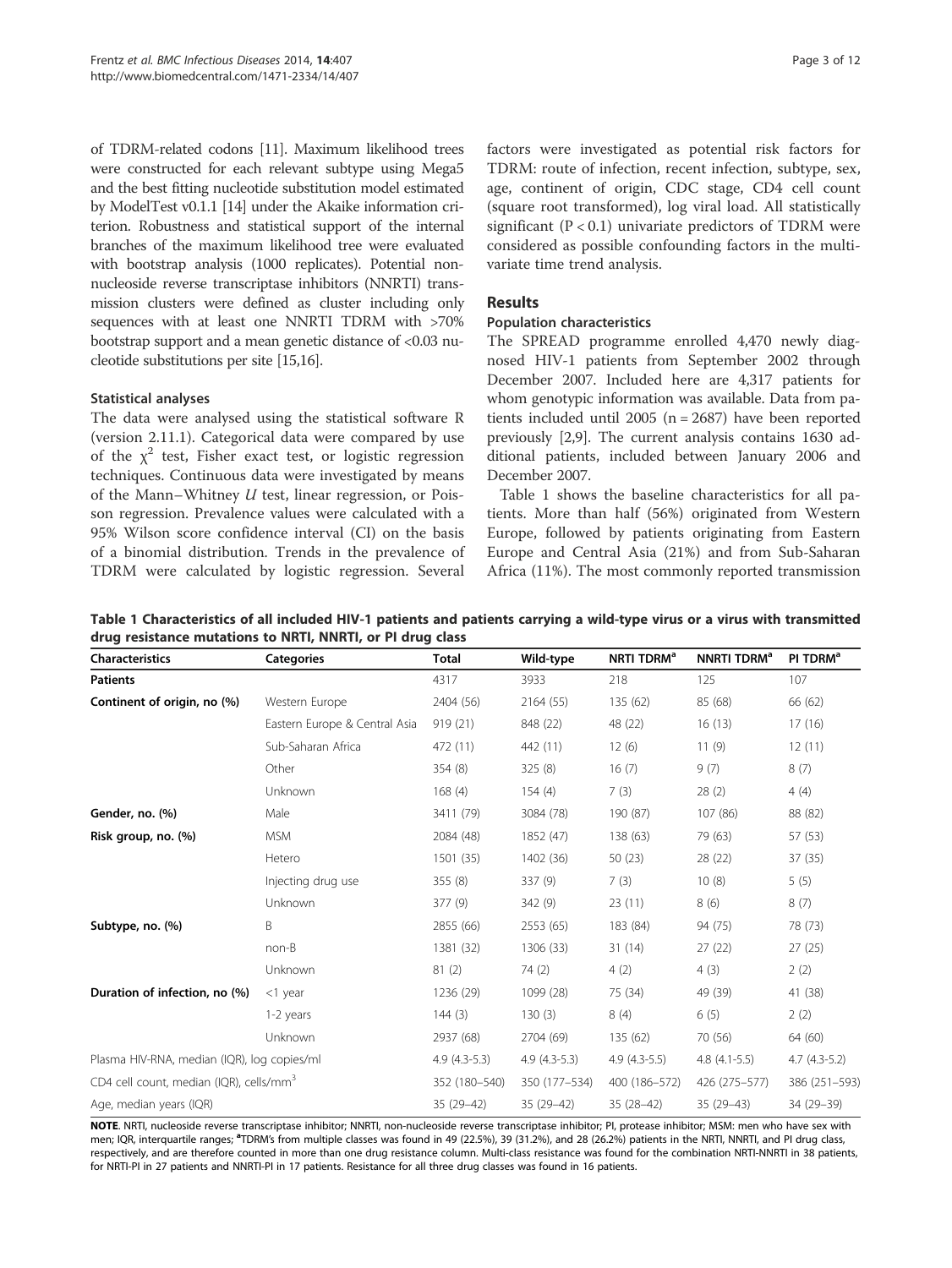of TDRM-related codons [11]. Maximum likelihood trees were constructed for each relevant subtype using Mega5 and the best fitting nucleotide substitution model estimated by ModelTest v0.1.1 [14] under the Akaike information criterion. Robustness and statistical support of the internal branches of the maximum likelihood tree were evaluated with bootstrap analysis (1000 replicates). Potential non-nucleoside reverse transcriptase inhibitors (NNRTI) transmission clusters were defined as cluster including only sequences with at least one NNRTI TDRM with >70% bootstrap support and a mean genetic distance of <0.03 nucleotide substitutions per site [15,16].

### Statistical analyses

The data were analysed using the statistical software R (version 2.11.1). Categorical data were compared by use of the $\chi^2$ test, Fisher exact test, or logistic regression techniques. Continuous data were investigated by means of the Mann–Whitney *U* test, linear regression, or Poisson regression. Prevalence values were calculated with a 95% Wilson score confidence interval (CI) on the basis of a binomial distribution. Trends in the prevalence of TDRM were calculated by logistic regression. Several factors were investigated as potential risk factors for TDRM: route of infection, recent infection, subtype, sex, age, continent of origin, CDC stage, CD4 cell count (square root transformed), log viral load. All statistically significant ($P < 0.1$) univariate predictors of TDRM were considered as possible confounding factors in the multivariate time trend analysis.

## Results

### Population characteristics

The SPREAD programme enrolled 4,470 newly diagnosed HIV-1 patients from September 2002 through December 2007. Included here are 4,317 patients for whom genotypic information was available. Data from patients included until 2005 (n = 2687) have been reported previously [2,9]. The current analysis contains 1630 additional patients, included between January 2006 and December 2007.

Table 1 shows the baseline characteristics for all patients. More than half (56%) originated from Western Europe, followed by patients originating from Eastern Europe and Central Asia (21%) and from Sub-Saharan Africa (11%). The most commonly reported transmission

**Table 1 Characteristics of all included HIV-1 patients and patients carrying a wild-type virus or a virus with transmitted drug resistance mutations to NRTI, NNRTI, or PI drug class**

| Characteristics | Categories | Total | Wild-type | NRTI TDRM[a] | NNRTI TDRM[a] | PI TDRM[a] |
|---|---|---|---|---|---|---|
| **Patients** | | 4317 | 3933 | 218 | 125 | 107 |
| **Continent of origin, no (%)** | Western Europe | 2404 (56) | 2164 (55) | 135 (62) | 85 (68) | 66 (62) |
| | Eastern Europe & Central Asia | 919 (21) | 848 (22) | 48 (22) | 16 (13) | 17 (16) |
| | Sub-Saharan Africa | 472 (11) | 442 (11) | 12 (6) | 11 (9) | 12 (11) |
| | Other | 354 (8) | 325 (8) | 16 (7) | 9 (7) | 8 (7) |
| | Unknown | 168 (4) | 154 (4) | 7 (3) | 28 (2) | 4 (4) |
| **Gender, no. (%)** | Male | 3411 (79) | 3084 (78) | 190 (87) | 107 (86) | 88 (82) |
| **Risk group, no. (%)** | MSM | 2084 (48) | 1852 (47) | 138 (63) | 79 (63) | 57 (53) |
| | Hetero | 1501 (35) | 1402 (36) | 50 (23) | 28 (22) | 37 (35) |
| | Injecting drug use | 355 (8) | 337 (9) | 7 (3) | 10 (8) | 5 (5) |
| | Unknown | 377 (9) | 342 (9) | 23 (11) | 8 (6) | 8 (7) |
| **Subtype, no. (%)** | B | 2855 (66) | 2553 (65) | 183 (84) | 94 (75) | 78 (73) |
| | non-B | 1381 (32) | 1306 (33) | 31 (14) | 27 (22) | 27 (25) |
| | Unknown | 81 (2) | 74 (2) | 4 (2) | 4 (3) | 2 (2) |
| **Duration of infection, no (%)** | <1 year | 1236 (29) | 1099 (28) | 75 (34) | 49 (39) | 41 (38) |
| | 1-2 years | 144 (3) | 130 (3) | 8 (4) | 6 (5) | 2 (2) |
| | Unknown | 2937 (68) | 2704 (69) | 135 (62) | 70 (56) | 64 (60) |
| Plasma HIV-RNA, median (IQR), log copies/ml | | 4.9 (4.3-5.3) | 4.9 (4.3-5.3) | 4.9 (4.3-5.5) | 4.8 (4.1-5.5) | 4.7 (4.3-5.2) |
| CD4 cell count, median (IQR), cells/mm$^3$ | | 352 (180–540) | 350 (177–534) | 400 (186–572) | 426 (275–577) | 386 (251–593) |
| Age, median years (IQR) | | 35 (29–42) | 35 (29–42) | 35 (28–42) | 35 (29–43) | 34 (29–39) |

**NOTE**. NRTI, nucleoside reverse transcriptase inhibitor; NNRTI, non-nucleoside reverse transcriptase inhibitor; PI, protease inhibitor; MSM: men who have sex with men; IQR, interquartile ranges; [a]TDRM's from multiple classes was found in 49 (22.5%), 39 (31.2%), and 28 (26.2%) patients in the NRTI, NNRTI, and PI drug class, respectively, and are therefore counted in more than one drug resistance column. Multi-class resistance was found for the combination NRTI-NNRTI in 38 patients, for NRTI-PI in 27 patients and NNRTI-PI in 17 patients. Resistance for all three drug classes was found in 16 patients.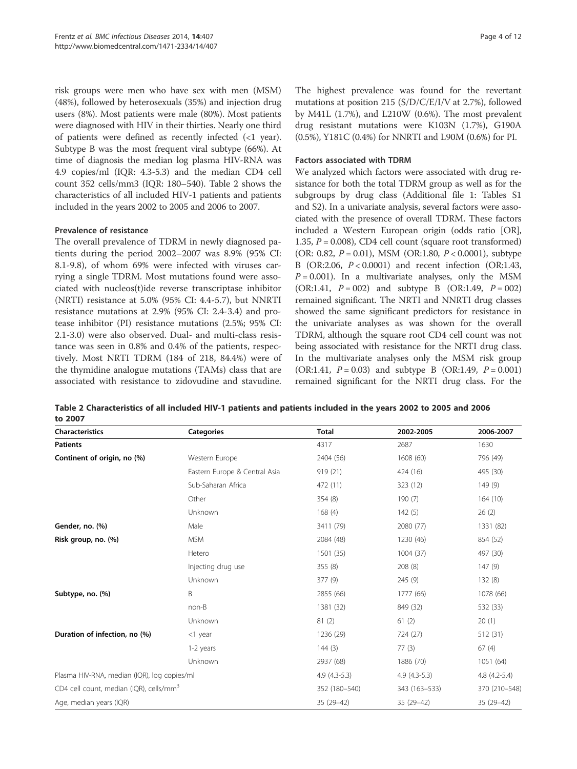risk groups were men who have sex with men (MSM) (48%), followed by heterosexuals (35%) and injection drug users (8%). Most patients were male (80%). Most patients were diagnosed with HIV in their thirties. Nearly one third of patients were defined as recently infected (<1 year). Subtype B was the most frequent viral subtype (66%). At time of diagnosis the median log plasma HIV-RNA was 4.9 copies/ml (IQR: 4.3-5.3) and the median CD4 cell count 352 cells/mm3 (IQR: 180–540). Table 2 shows the characteristics of all included HIV-1 patients and patients included in the years 2002 to 2005 and 2006 to 2007.

### Prevalence of resistance

The overall prevalence of TDRM in newly diagnosed patients during the period 2002–2007 was 8.9% (95% CI: 8.1-9.8), of whom 69% were infected with viruses carrying a single TDRM. Most mutations found were associated with nucleos(t)ide reverse transcriptase inhibitor (NRTI) resistance at 5.0% (95% CI: 4.4-5.7), but NNRTI resistance mutations at 2.9% (95% CI: 2.4-3.4) and protease inhibitor (PI) resistance mutations (2.5%; 95% CI: 2.1-3.0) were also observed. Dual- and multi-class resistance was seen in 0.8% and 0.4% of the patients, respectively. Most NRTI TDRM (184 of 218, 84.4%) were of the thymidine analogue mutations (TAMs) class that are associated with resistance to zidovudine and stavudine. The highest prevalence was found for the revertant mutations at position 215 (S/D/C/E/I/V at 2.7%), followed by M41L (1.7%), and L210W (0.6%). The most prevalent drug resistant mutations were K103N (1.7%), G190A (0.5%), Y181C (0.4%) for NNRTI and L90M (0.6%) for PI.

### Factors associated with TDRM

We analyzed which factors were associated with drug resistance for both the total TDRM group as well as for the subgroups by drug class (Additional file 1: Tables S1 and S2). In a univariate analysis, several factors were associated with the presence of overall TDRM. These factors included a Western European origin (odds ratio [OR], 1.35, $P = 0.008$), CD4 cell count (square root transformed) (OR: 0.82, $P = 0.01$), MSM (OR:1.80, $P < 0.0001$), subtype B (OR:2.06, $P < 0.0001$) and recent infection (OR:1.43, $P = 0.001$). In a multivariate analyses, only the MSM (OR:1.41, $P = 002$) and subtype B (OR:1.49, $P = 002$) remained significant. The NRTI and NNRTI drug classes showed the same significant predictors for resistance in the univariate analyses as was shown for the overall TDRM, although the square root CD4 cell count was not being associated with resistance for the NRTI drug class. In the multivariate analyses only the MSM risk group (OR:1.41, $P = 0.03$) and subtype B (OR:1.49, $P = 0.001$) remained significant for the NRTI drug class. For the

**Table 2 Characteristics of all included HIV-1 patients and patients included in the years 2002 to 2005 and 2006 to 2007**

| Characteristics | Categories | Total | 2002-2005 | 2006-2007 |
|---|---|---|---|---|
| **Patients** | | 4317 | 2687 | 1630 |
| **Continent of origin, no (%)** | Western Europe | 2404 (56) | 1608 (60) | 796 (49) |
| | Eastern Europe & Central Asia | 919 (21) | 424 (16) | 495 (30) |
| | Sub-Saharan Africa | 472 (11) | 323 (12) | 149 (9) |
| | Other | 354 (8) | 190 (7) | 164 (10) |
| | Unknown | 168 (4) | 142 (5) | 26 (2) |
| **Gender, no. (%)** | Male | 3411 (79) | 2080 (77) | 1331 (82) |
| **Risk group, no. (%)** | MSM | 2084 (48) | 1230 (46) | 854 (52) |
| | Hetero | 1501 (35) | 1004 (37) | 497 (30) |
| | Injecting drug use | 355 (8) | 208 (8) | 147 (9) |
| | Unknown | 377 (9) | 245 (9) | 132 (8) |
| **Subtype, no. (%)** | B | 2855 (66) | 1777 (66) | 1078 (66) |
| | non-B | 1381 (32) | 849 (32) | 532 (33) |
| | Unknown | 81 (2) | 61 (2) | 20 (1) |
| **Duration of infection, no (%)** | <1 year | 1236 (29) | 724 (27) | 512 (31) |
| | 1-2 years | 144 (3) | 77 (3) | 67 (4) |
| | Unknown | 2937 (68) | 1886 (70) | 1051 (64) |
| Plasma HIV-RNA, median (IQR), log copies/ml | | 4.9 (4.3-5.3) | 4.9 (4.3-5.3) | 4.8 (4.2-5.4) |
| CD4 cell count, median (IQR), cells/mm$^3$ | | 352 (180–540) | 343 (163–533) | 370 (210–548) |
| Age, median years (IQR) | | 35 (29–42) | 35 (29–42) | 35 (29–42) |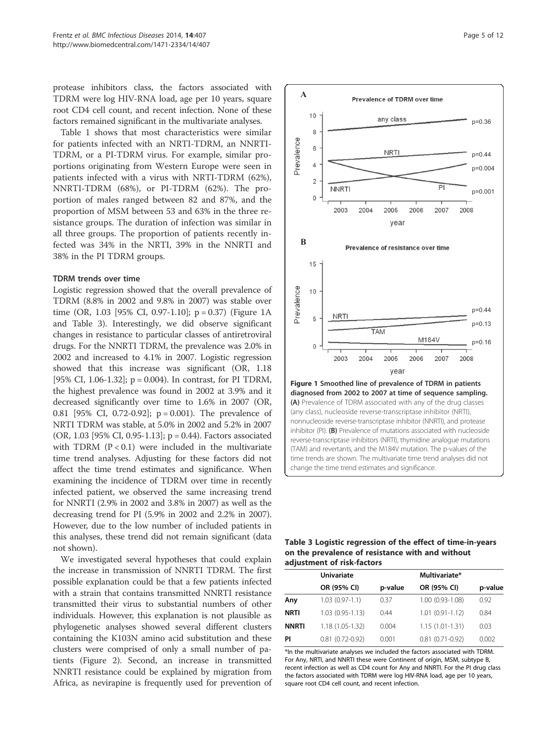protease inhibitors class, the factors associated with TDRM were log HIV-RNA load, age per 10 years, square root CD4 cell count, and recent infection. None of these factors remained significant in the multivariate analyses.

Table 1 shows that most characteristics were similar for patients infected with an NRTI-TDRM, an NNRTI-TDRM, or a PI-TDRM virus. For example, similar proportions originating from Western Europe were seen in patients infected with a virus with NRTI-TDRM (62%), NNRTI-TDRM (68%), or PI-TDRM (62%). The proportion of males ranged between 82 and 87%, and the proportion of MSM between 53 and 63% in the three resistance groups. The duration of infection was similar in all three groups. The proportion of patients recently infected was 34% in the NRTI, 39% in the NNRTI and 38% in the PI TDRM groups.

### TDRM trends over time

Logistic regression showed that the overall prevalence of TDRM (8.8% in 2002 and 9.8% in 2007) was stable over time (OR, 1.03 [95% CI, 0.97-1.10]; p = 0.37) (Figure 1A and Table 3). Interestingly, we did observe significant changes in resistance to particular classes of antiretroviral drugs. For the NNRTI TDRM, the prevalence was 2.0% in 2002 and increased to 4.1% in 2007. Logistic regression showed that this increase was significant (OR, 1.18 [95% CI, 1.06-1.32]; p = 0.004). In contrast, for PI TDRM, the highest prevalence was found in 2002 at 3.9% and it decreased significantly over time to 1.6% in 2007 (OR, 0.81 [95% CI, 0.72-0.92]; p = 0.001). The prevalence of NRTI TDRM was stable, at 5.0% in 2002 and 5.2% in 2007 (OR, 1.03 [95% CI, 0.95-1.13]; p = 0.44). Factors associated with TDRM ($P < 0.1$) were included in the multivariate time trend analyses. Adjusting for these factors did not affect the time trend estimates and significance. When examining the incidence of TDRM over time in recently infected patient, we observed the same increasing trend for NNRTI (2.9% in 2002 and 3.8% in 2007) as well as the decreasing trend for PI (5.9% in 2002 and 2.2% in 2007). However, due to the low number of included patients in this analyses, these trend did not remain significant (data not shown).

We investigated several hypotheses that could explain the increase in transmission of NNRTI TDRM. The first possible explanation could be that a few patients infected with a strain that contains transmitted NNRTI resistance transmitted their virus to substantial numbers of other individuals. However, this explanation is not plausible as phylogenetic analyses showed several different clusters containing the K103N amino acid substitution and these clusters were comprised of only a small number of patients (Figure 2). Second, an increase in transmitted NNRTI resistance could be explained by migration from Africa, as nevirapine is frequently used for prevention of

**Figure 1 Smoothed line of prevalence of TDRM in patients diagnosed from 2002 to 2007 at time of sequence sampling.** **(A)** Prevalence of TDRM associated with any of the drug classes (any class), nucleoside reverse-transcriptase inhibitor (NRTI), nonnucleoside reverse-transcriptase inhibitor (NNRTI), and protease inhibitor (PI). **(B)** Prevalence of mutations associated with nucleoside reverse-transcriptase inhibitors (NRTI), thymidine analogue mutations (TAM) and revertants, and the M184V mutation. The p-values of the time trends are shown. The multivariate time trend analyses did not change the time trend estimates and significance.

**Table 3 Logistic regression of the effect of time-in-years on the prevalence of resistance with and without adjustment of risk-factors**

| | Univariate | | Multivariate* | |
|---|---|---|---|---|
| | OR (95% CI) | p-value | OR (95% CI) | p-value |
| **Any** | 1.03 (0.97-1.1) | 0.37 | 1.00 (0.93-1.08) | 0.92 |
| **NRTI** | 1.03 (0.95-1.13) | 0.44 | 1.01 (0.91-1.12) | 0.84 |
| **NNRTI** | 1.18 (1.05-1.32) | 0.004 | 1.15 (1.01-1.31) | 0.03 |
| **PI** | 0.81 (0.72-0.92) | 0.001 | 0.81 (0.71-0.92) | 0.002 |

*In the multivariate analyses we included the factors associated with TDRM. For Any, NRTI, and NNRTI these were Continent of origin, MSM, subtype B, recent infection as well as CD4 count for Any and NNRTI. For the PI drug class the factors associated with TDRM were log HIV-RNA load, age per 10 years, square root CD4 cell count, and recent infection.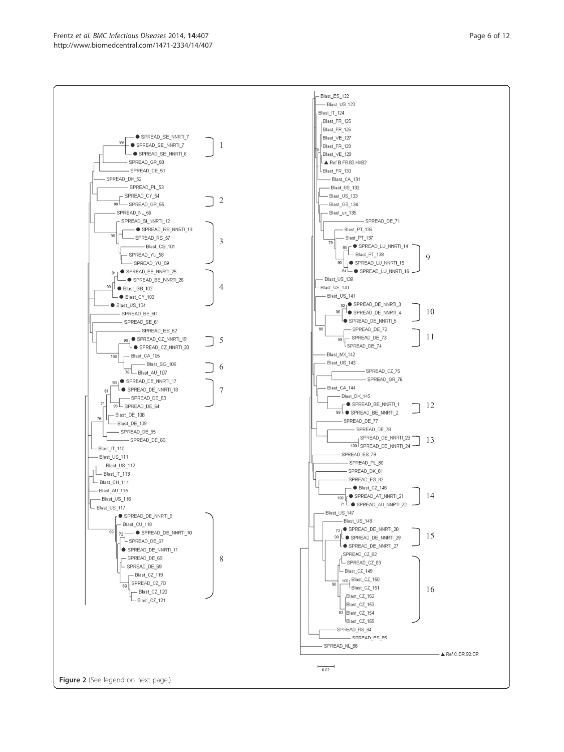Figure 2 (See legend on next page.)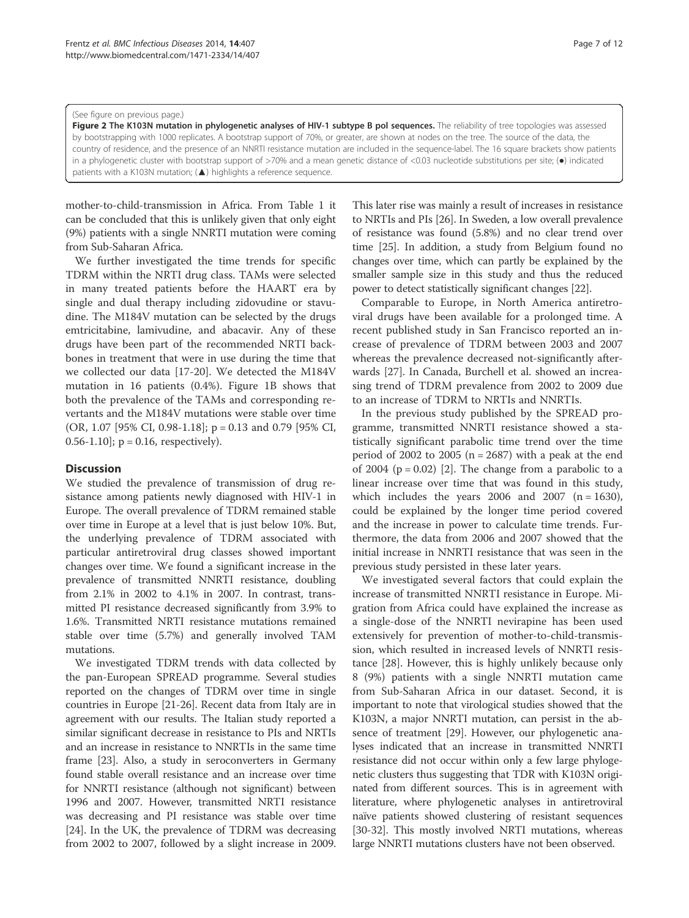(See figure on previous page.)

**Figure 2 The K103N mutation in phylogenetic analyses of HIV-1 subtype B pol sequences.** The reliability of tree topologies was assessed by bootstrapping with 1000 replicates. A bootstrap support of 70%, or greater, are shown at nodes on the tree. The source of the data, the country of residence, and the presence of an NNRTI resistance mutation are included in the sequence-label. The 16 square brackets show patients in a phylogenetic cluster with bootstrap support of >70% and a mean genetic distance of <0.03 nucleotide substitutions per site; (●) indicated patients with a K103N mutation; (▲) highlights a reference sequence.

mother-to-child-transmission in Africa. From Table 1 it can be concluded that this is unlikely given that only eight (9%) patients with a single NNRTI mutation were coming from Sub-Saharan Africa.

We further investigated the time trends for specific TDRM within the NRTI drug class. TAMs were selected in many treated patients before the HAART era by single and dual therapy including zidovudine or stavudine. The M184V mutation can be selected by the drugs emtricitabine, lamivudine, and abacavir. Any of these drugs have been part of the recommended NRTI backbones in treatment that were in use during the time that we collected our data [17-20]. We detected the M184V mutation in 16 patients (0.4%). Figure 1B shows that both the prevalence of the TAMs and corresponding revertants and the M184V mutations were stable over time (OR, 1.07 [95% CI, 0.98-1.18]; p = 0.13 and 0.79 [95% CI, 0.56-1.10]; p = 0.16, respectively).

## Discussion

We studied the prevalence of transmission of drug resistance among patients newly diagnosed with HIV-1 in Europe. The overall prevalence of TDRM remained stable over time in Europe at a level that is just below 10%. But, the underlying prevalence of TDRM associated with particular antiretroviral drug classes showed important changes over time. We found a significant increase in the prevalence of transmitted NNRTI resistance, doubling from 2.1% in 2002 to 4.1% in 2007. In contrast, transmitted PI resistance decreased significantly from 3.9% to 1.6%. Transmitted NRTI resistance mutations remained stable over time (5.7%) and generally involved TAM mutations.

We investigated TDRM trends with data collected by the pan-European SPREAD programme. Several studies reported on the changes of TDRM over time in single countries in Europe [21-26]. Recent data from Italy are in agreement with our results. The Italian study reported a similar significant decrease in resistance to PIs and NRTIs and an increase in resistance to NNRTIs in the same time frame [23]. Also, a study in seroconverters in Germany found stable overall resistance and an increase over time for NNRTI resistance (although not significant) between 1996 and 2007. However, transmitted NRTI resistance was decreasing and PI resistance was stable over time [24]. In the UK, the prevalence of TDRM was decreasing from 2002 to 2007, followed by a slight increase in 2009. This later rise was mainly a result of increases in resistance to NRTIs and PIs [26]. In Sweden, a low overall prevalence of resistance was found (5.8%) and no clear trend over time [25]. In addition, a study from Belgium found no changes over time, which can partly be explained by the smaller sample size in this study and thus the reduced power to detect statistically significant changes [22].

Comparable to Europe, in North America antiretroviral drugs have been available for a prolonged time. A recent published study in San Francisco reported an increase of prevalence of TDRM between 2003 and 2007 whereas the prevalence decreased not-significantly afterwards [27]. In Canada, Burchell et al. showed an increasing trend of TDRM prevalence from 2002 to 2009 due to an increase of TDRM to NRTIs and NNRTIs.

In the previous study published by the SPREAD programme, transmitted NNRTI resistance showed a statistically significant parabolic time trend over the time period of 2002 to 2005 (n = 2687) with a peak at the end of 2004 (p = 0.02) [2]. The change from a parabolic to a linear increase over time that was found in this study, which includes the years 2006 and 2007 (n = 1630), could be explained by the longer time period covered and the increase in power to calculate time trends. Furthermore, the data from 2006 and 2007 showed that the initial increase in NNRTI resistance that was seen in the previous study persisted in these later years.

We investigated several factors that could explain the increase of transmitted NNRTI resistance in Europe. Migration from Africa could have explained the increase as a single-dose of the NNRTI nevirapine has been used extensively for prevention of mother-to-child-transmission, which resulted in increased levels of NNRTI resistance [28]. However, this is highly unlikely because only 8 (9%) patients with a single NNRTI mutation came from Sub-Saharan Africa in our dataset. Second, it is important to note that virological studies showed that the K103N, a major NNRTI mutation, can persist in the absence of treatment [29]. However, our phylogenetic analyses indicated that an increase in transmitted NNRTI resistance did not occur within only a few large phylogenetic clusters thus suggesting that TDR with K103N originated from different sources. This is in agreement with literature, where phylogenetic analyses in antiretroviral naïve patients showed clustering of resistant sequences [30-32]. This mostly involved NRTI mutations, whereas large NNRTI mutations clusters have not been observed.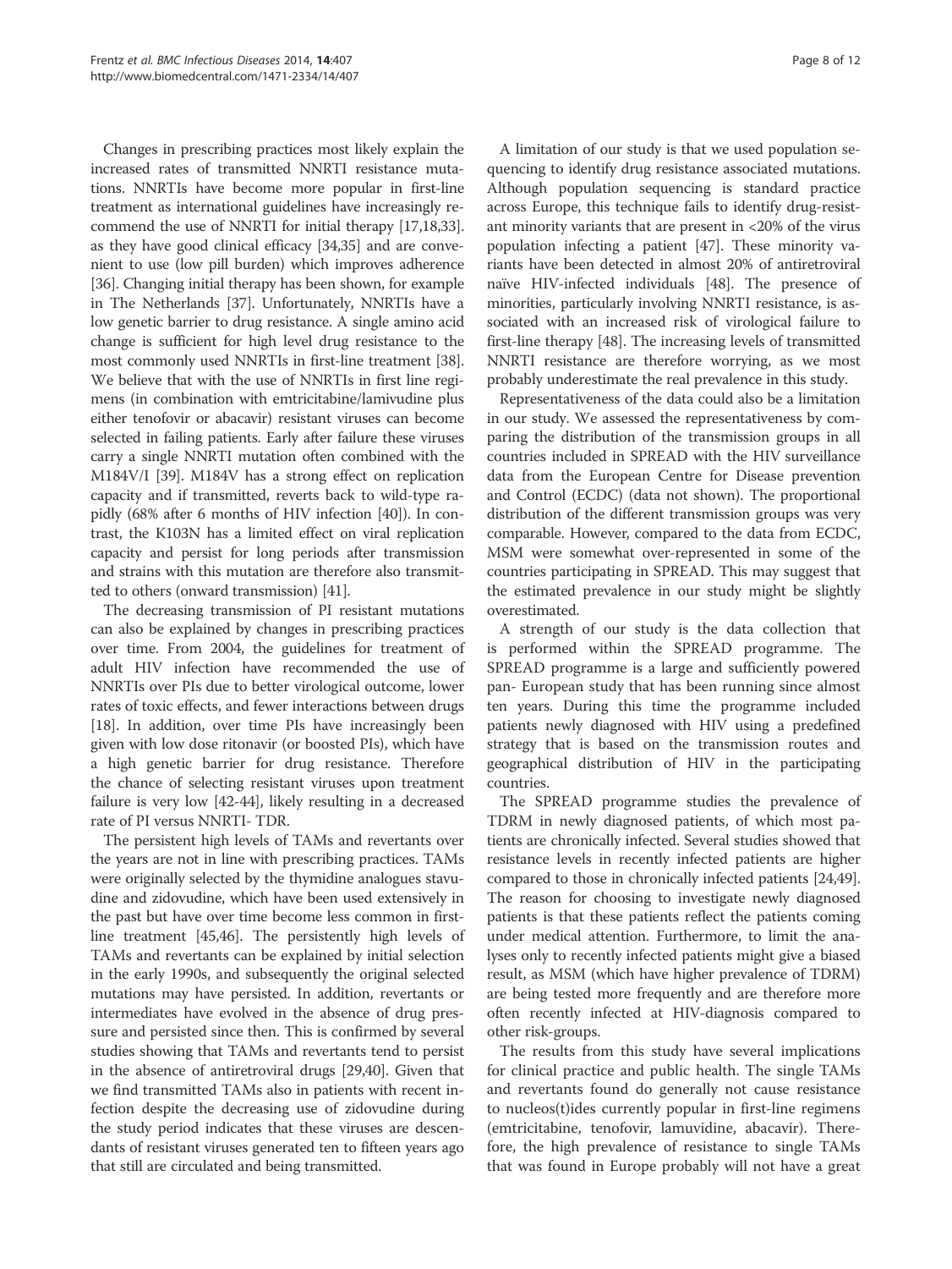Changes in prescribing practices most likely explain the increased rates of transmitted NNRTI resistance mutations. NNRTIs have become more popular in first-line treatment as international guidelines have increasingly recommend the use of NNRTI for initial therapy [17,18,33]. as they have good clinical efficacy [34,35] and are convenient to use (low pill burden) which improves adherence [36]. Changing initial therapy has been shown, for example in The Netherlands [37]. Unfortunately, NNRTIs have a low genetic barrier to drug resistance. A single amino acid change is sufficient for high level drug resistance to the most commonly used NNRTIs in first-line treatment [38]. We believe that with the use of NNRTIs in first line regimens (in combination with emtricitabine/lamivudine plus either tenofovir or abacavir) resistant viruses can become selected in failing patients. Early after failure these viruses carry a single NNRTI mutation often combined with the M184V/I [39]. M184V has a strong effect on replication capacity and if transmitted, reverts back to wild-type rapidly (68% after 6 months of HIV infection [40]). In contrast, the K103N has a limited effect on viral replication capacity and persist for long periods after transmission and strains with this mutation are therefore also transmitted to others (onward transmission) [41].

The decreasing transmission of PI resistant mutations can also be explained by changes in prescribing practices over time. From 2004, the guidelines for treatment of adult HIV infection have recommended the use of NNRTIs over PIs due to better virological outcome, lower rates of toxic effects, and fewer interactions between drugs [18]. In addition, over time PIs have increasingly been given with low dose ritonavir (or boosted PIs), which have a high genetic barrier for drug resistance. Therefore the chance of selecting resistant viruses upon treatment failure is very low [42-44], likely resulting in a decreased rate of PI versus NNRTI- TDR.

The persistent high levels of TAMs and revertants over the years are not in line with prescribing practices. TAMs were originally selected by the thymidine analogues stavudine and zidovudine, which have been used extensively in the past but have over time become less common in first-line treatment [45,46]. The persistently high levels of TAMs and revertants can be explained by initial selection in the early 1990s, and subsequently the original selected mutations may have persisted. In addition, revertants or intermediates have evolved in the absence of drug pressure and persisted since then. This is confirmed by several studies showing that TAMs and revertants tend to persist in the absence of antiretroviral drugs [29,40]. Given that we find transmitted TAMs also in patients with recent infection despite the decreasing use of zidovudine during the study period indicates that these viruses are descendants of resistant viruses generated ten to fifteen years ago that still are circulated and being transmitted.

A limitation of our study is that we used population sequencing to identify drug resistance associated mutations. Although population sequencing is standard practice across Europe, this technique fails to identify drug-resistant minority variants that are present in <20% of the virus population infecting a patient [47]. These minority variants have been detected in almost 20% of antiretroviral naïve HIV-infected individuals [48]. The presence of minorities, particularly involving NNRTI resistance, is associated with an increased risk of virological failure to first-line therapy [48]. The increasing levels of transmitted NNRTI resistance are therefore worrying, as we most probably underestimate the real prevalence in this study.

Representativeness of the data could also be a limitation in our study. We assessed the representativeness by comparing the distribution of the transmission groups in all countries included in SPREAD with the HIV surveillance data from the European Centre for Disease prevention and Control (ECDC) (data not shown). The proportional distribution of the different transmission groups was very comparable. However, compared to the data from ECDC, MSM were somewhat over-represented in some of the countries participating in SPREAD. This may suggest that the estimated prevalence in our study might be slightly overestimated.

A strength of our study is the data collection that is performed within the SPREAD programme. The SPREAD programme is a large and sufficiently powered pan- European study that has been running since almost ten years. During this time the programme included patients newly diagnosed with HIV using a predefined strategy that is based on the transmission routes and geographical distribution of HIV in the participating countries.

The SPREAD programme studies the prevalence of TDRM in newly diagnosed patients, of which most patients are chronically infected. Several studies showed that resistance levels in recently infected patients are higher compared to those in chronically infected patients [24,49]. The reason for choosing to investigate newly diagnosed patients is that these patients reflect the patients coming under medical attention. Furthermore, to limit the analyses only to recently infected patients might give a biased result, as MSM (which have higher prevalence of TDRM) are being tested more frequently and are therefore more often recently infected at HIV-diagnosis compared to other risk-groups.

The results from this study have several implications for clinical practice and public health. The single TAMs and revertants found do generally not cause resistance to nucleos(t)ides currently popular in first-line regimens (emtricitabine, tenofovir, lamuvidine, abacavir). Therefore, the high prevalence of resistance to single TAMs that was found in Europe probably will not have a great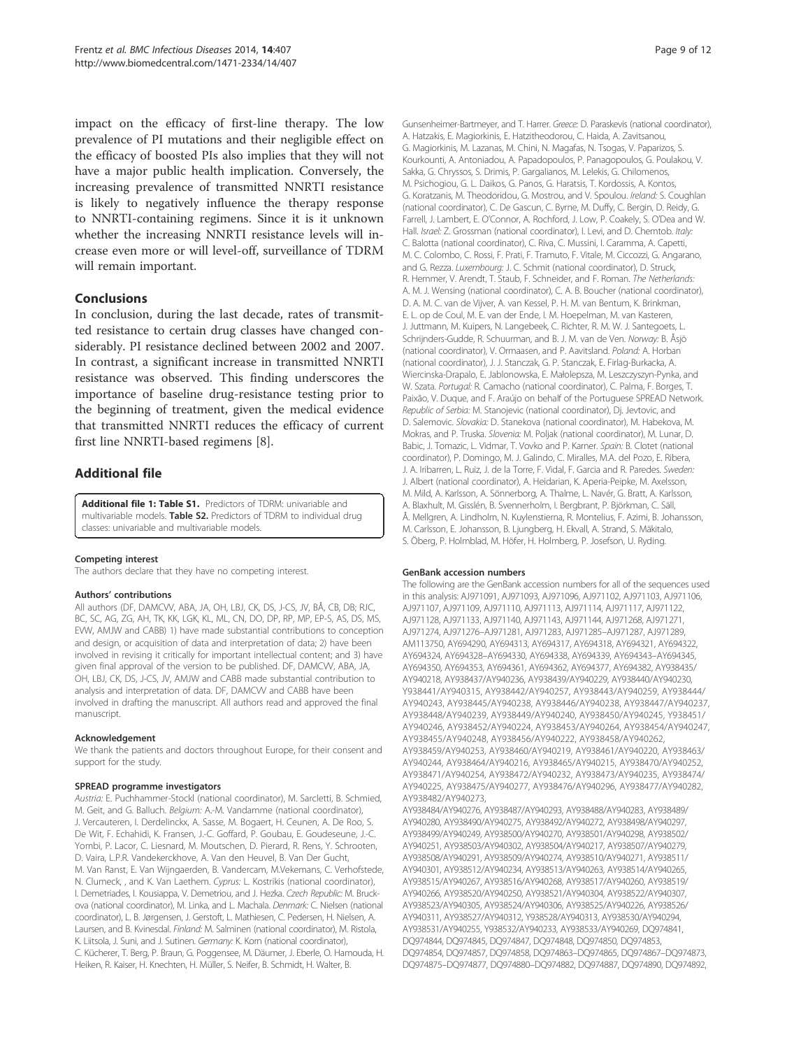impact on the efficacy of first-line therapy. The low prevalence of PI mutations and their negligible effect on the efficacy of boosted PIs also implies that they will not have a major public health implication. Conversely, the increasing prevalence of transmitted NNRTI resistance is likely to negatively influence the therapy response to NNRTI-containing regimens. Since it is it unknown whether the increasing NNRTI resistance levels will increase even more or will level-off, surveillance of TDRM will remain important.

## Conclusions

In conclusion, during the last decade, rates of transmitted resistance to certain drug classes have changed considerably. PI resistance declined between 2002 and 2007. In contrast, a significant increase in transmitted NNRTI resistance was observed. This finding underscores the importance of baseline drug-resistance testing prior to the beginning of treatment, given the medical evidence that transmitted NNRTI reduces the efficacy of current first line NNRTI-based regimens [8].

## Additional file

**Additional file 1: Table S1.** Predictors of TDRM: univariable and multivariable models. **Table S2.** Predictors of TDRM to individual drug classes: univariable and multivariable models.

#### Competing interest

The authors declare that they have no competing interest.

#### Authors' contributions

All authors (DF, DAMCVV, ABA, JA, OH, LBJ, CK, DS, J-CS, JV, BÅ, CB, DB; RJC, BC, SC, AG, ZG, AH, TK, KK, LGK, KL, ML, CN, DO, DP, RP, MP, EP-S, AS, DS, MS, EVW, AMJW and CABB) 1) have made substantial contributions to conception and design, or acquisition of data and interpretation of data; 2) have been involved in revising it critically for important intellectual content; and 3) have given final approval of the version to be published. DF, DAMCVV, ABA, JA, OH, LBJ, CK, DS, J-CS, JV, AMJW and CABB made substantial contribution to analysis and interpretation of data. DF, DAMCVV and CABB have been involved in drafting the manuscript. All authors read and approved the final manuscript.

#### Acknowledgement

We thank the patients and doctors throughout Europe, for their consent and support for the study.

#### SPREAD programme investigators

*Austria:* E. Puchhammer-Stockl (national coordinator), M. Sarcletti, B. Schmied, M. Geit, and G. Balluch. *Belgium:* A.-M. Vandamme (national coordinator), J. Vercauteren, I. Derdelinckx, A. Sasse, M. Bogaert, H. Ceunen, A. De Roo, S. De Wit, F. Echahidi, K. Fransen, J.-C. Goffard, P. Goubau, E. Goudeseune, J.-C. Yombi, P. Lacor, C. Liesnard, M. Moutschen, D. Pierard, R. Rens, Y. Schrooten, D. Vaira, L.P.R. Vandekerckhove, A. Van den Heuvel, B. Van Der Gucht, M. Van Ranst, E. Van Wijngaerden, B. Vandercam, M.Vekemans, C. Verhofstede, N. Clumeck, , and K. Van Laethem. *Cyprus:* L. Kostrikis (national coordinator), I. Demetriades, I. Kousiappa, V. Demetriou, and J. Hezka. *Czech Republic:* M. Bruckova (national coordinator), M. Linka, and L. Machala. *Denmark:* C. Nielsen (national coordinator), L. B. Jørgensen, J. Gerstoft, L. Mathiesen, C. Pedersen, H. Nielsen, A. Laursen, and B. Kvinesdal. *Finland:* M. Salminen (national coordinator), M. Ristola, K. Liitsola, J. Suni, and J. Sutinen. *Germany:* K. Korn (national coordinator), C. Kücherer, T. Berg, P. Braun, G. Poggensee, M. Däumer, J. Eberle, O. Hamouda, H. Heiken, R. Kaiser, H. Knechten, H. Müller, S. Neifer, B. Schmidt, H. Walter, B. Gunsenheimer-Bartmeyer, and T. Harrer. *Greece:* D. Paraskevis (national coordinator), A. Hatzakis, E. Magiorkinis, E. Hatzitheodorou, C. Haida, A. Zavitsanou, G. Magiorkinis, M. Lazanas, M. Chini, N. Magafas, N. Tsogas, V. Paparizos, S. Kourkounti, A. Antoniadou, A. Papadopoulos, P. Panagopoulos, G. Poulakou, V. Sakka, G. Chryssos, S. Drimis, P. Gargalianos, M. Lelekis, G. Chilomenos, M. Psichogiou, G. L. Daikos, G. Panos, G. Haratsis, T. Kordossis, A. Kontos, G. Koratzanis, M. Theodoridou, G. Mostrou, and V. Spoulou. *Ireland:* S. Coughlan (national coordinator), C. De Gascun, C. Byrne, M. Duffy, C. Bergin, D. Reidy, G. Farrell, J. Lambert, E. O'Connor, A. Rochford, J. Low, P. Coakely, S. O'Dea and W. Hall. *Israel:* Z. Grossman (national coordinator), I. Levi, and D. Chemtob. *Italy:* C. Balotta (national coordinator), C. Riva, C. Mussini, I. Caramma, A. Capetti, M. C. Colombo, C. Rossi, F. Prati, F. Tramuto, F. Vitale, M. Ciccozzi, G. Angarano, and G. Rezza. *Luxembourg:* J. C. Schmit (national coordinator), D. Struck, R. Hemmer, V. Arendt, T. Staub, F. Schneider, and F. Roman. *The Netherlands:* A. M. J. Wensing (national coordinator), C. A. B. Boucher (national coordinator), D. A. M. C. van de Vijver, A. van Kessel, P. H. M. van Bentum, K. Brinkman, E. L. op de Coul, M. E. van der Ende, I. M. Hoepelman, M. van Kasteren, J. Juttmann, M. Kuipers, N. Langebeek, C. Richter, R. M. W. J. Santegoets, L. Schrijnders-Gudde, R. Schuurman, and B. J. M. van de Ven. *Norway:* B. Åsjö (national coordinator), V. Ormaasen, and P. Aavitsland. *Poland:* A. Horban (national coordinator), J. J. Stanczak, G. P. Stanczak, E. Firlag-Burkacka, A. Wiercinska-Drapalo, E. Jablonowska, E. Małolepsza, M. Leszczyszyn-Pynka, and W. Szata. *Portugal:* R. Camacho (national coordinator), C. Palma, F. Borges, T. Paixão, V. Duque, and F. Araújo on behalf of the Portuguese SPREAD Network. *Republic of Serbia:* M. Stanojevic (national coordinator), Dj. Jevtovic, and D. Salemovic. *Slovakia:* D. Stanekova (national coordinator), M. Habekova, M. Mokras, and P. Truska. *Slovenia:* M. Poljak (national coordinator), M. Lunar, D. Babic, J. Tomazic, L. Vidmar, T. Vovko and P. Karner. *Spain:* B. Clotet (national coordinator), P. Domingo, M. J. Galindo, C. Miralles, M.A. del Pozo, E. Ribera, J. A. Iribarren, L. Ruiz, J. de la Torre, F. Vidal, F. Garcia and R. Paredes. *Sweden:* J. Albert (national coordinator), A. Heidarian, K. Aperia-Peipke, M. Axelsson, M. Mild, A. Karlsson, A. Sönnerborg, A. Thalme, L. Navér, G. Bratt, A. Karlsson, A. Blaxhult, M. Gisslén, B. Svennerholm, I. Bergbrant, P. Björkman, C. Säll, Å. Mellgren, A. Lindholm, N. Kuylenstierna, R. Montelius, F. Azimi, B. Johansson, M. Carlsson, E. Johansson, B. Ljungberg, H. Ekvall, A. Strand, S. Mäkitalo, S. Öberg, P. Holmblad, M. Höfer, H. Holmberg, P. Josefson, U. Ryding.

#### GenBank accession numbers

The following are the GenBank accession numbers for all of the sequences used in this analysis: AJ971091, AJ971093, AJ971096, AJ971102, AJ971103, AJ971106, AJ971107, AJ971109, AJ971110, AJ971113, AJ971114, AJ971117, AJ971122, AJ971128, AJ971133, AJ971140, AJ971143, AJ971144, AJ971268, AJ971271, AJ971274, AJ971276–AJ971281, AJ971283, AJ971285–AJ971287, AJ971289, AM113750, AY694290, AY694313, AY694317, AY694318, AY694321, AY694322, AY694324, AY694328–AY694330, AY694338, AY694339, AY694343–AY694345, AY694350, AY694353, AY694361, AY694362, AY694377, AY694382, AY938435/AY940218, AY938437/AY940236, AY938439/AY940229, AY938440/AY940230, Y938441/AY940315, AY938442/AY940257, AY938443/AY940259, AY938444/AY940243, AY938445/AY940238, AY938446/AY940238, AY938447/AY940237, AY938448/AY940239, AY938449/AY940240, AY938450/AY940245, Y938451/AY940246, AY938452/AY940224, AY938453/AY940264, AY938454/AY940247, AY938455/AY940248, AY938456/AY940222, AY938458/AY940262, AY938459/AY940253, AY938460/AY940219, AY938461/AY940220, AY938463/AY940244, AY938464/AY940216, AY938465/AY940215, AY938470/AY940252, AY938471/AY940254, AY938472/AY940232, AY938473/AY940235, AY938474/AY940225, AY938475/AY940277, AY938476/AY940296, AY938477/AY940282, AY938482/AY940273,
AY938484/AY940276, AY938487/AY940293, AY938488/AY940283, AY938489/AY940280, AY938490/AY940275, AY938492/AY940272, AY938498/AY940297, AY938499/AY940249, AY938500/AY940270, AY938501/AY940298, AY938502/AY940251, AY938503/AY940302, AY938504/AY940217, AY938507/AY940279, AY938508/AY940291, AY938509/AY940274, AY938510/AY940271, AY938511/AY940301, AY938512/AY940234, AY938513/AY940263, AY938514/AY940265, AY938515/AY940267, AY938516/AY940268, AY938517/AY940260, AY938519/AY940266, AY938520/AY940250, AY938521/AY940304, AY938522/AY940307, AY938523/AY940305, AY938524/AY940306, AY938525/AY940226, AY938526/AY940311, AY938527/AY940312, Y938528/AY940313, AY938530/AY940294, AY938531/AY940255, Y938532/AY940233, AY938533/AY940269, DQ974841, DQ974844, DQ974845, DQ974847, DQ974848, DQ974850, DQ974853, DQ974854, DQ974857, DQ974858, DQ974863–DQ974865, DQ974867–DQ974873, DQ974875–DQ974877, DQ974880–DQ974882, DQ974887, DQ974890, DQ974892,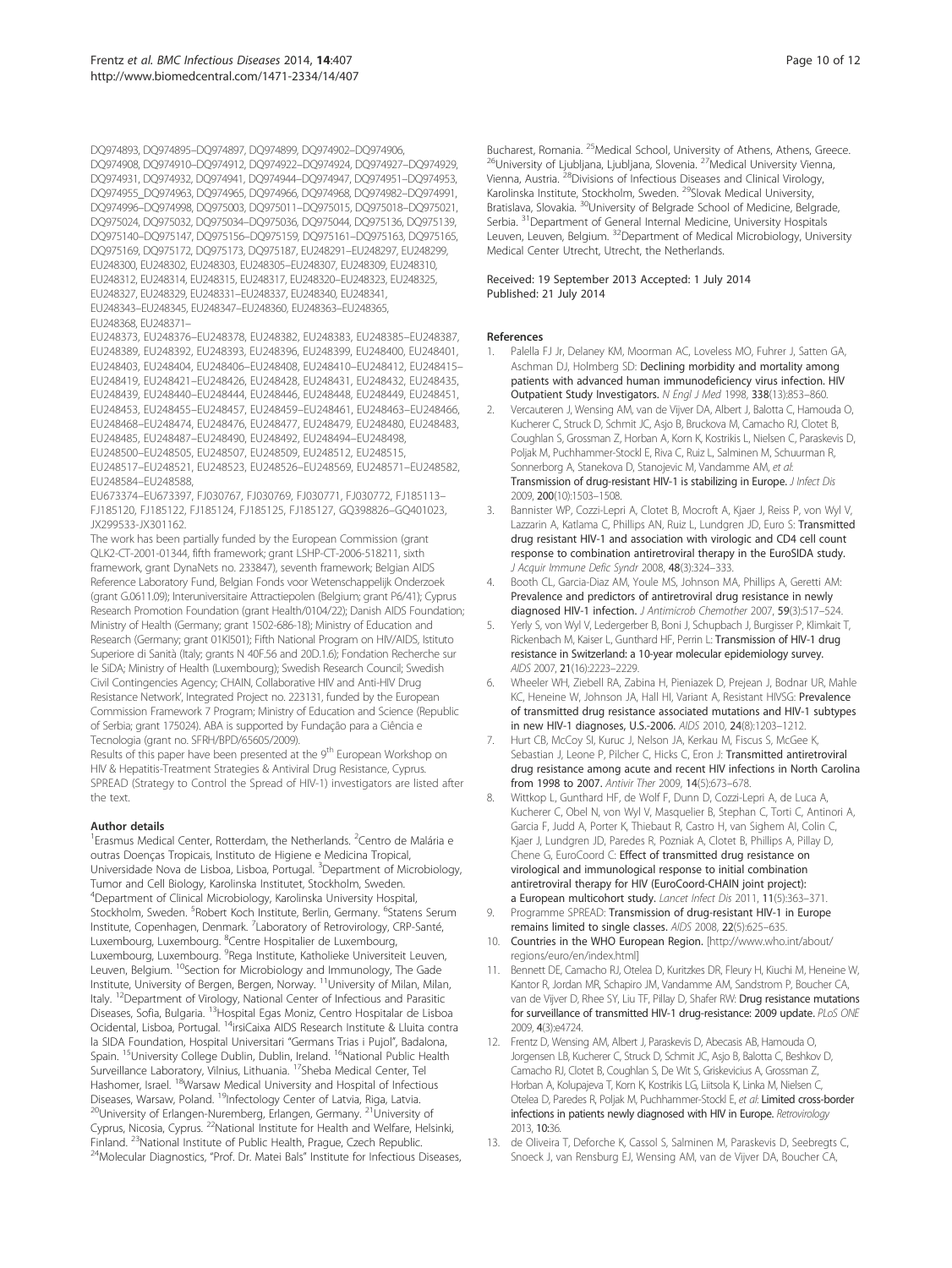DQ974893, DQ974895–DQ974897, DQ974899, DQ974902–DQ974906, DQ974908, DQ974910–DQ974912, DQ974922–DQ974924, DQ974927–DQ974929, DQ974931, DQ974932, DQ974941, DQ974944–DQ974947, DQ974951–DQ974953, DQ974955_DQ974963, DQ974965, DQ974966, DQ974968, DQ974982–DQ974991, DQ974996–DQ974998, DQ975003, DQ975011–DQ975015, DQ975018–DQ975021, DQ975024, DQ975032, DQ975034–DQ975036, DQ975044, DQ975136, DQ975139, DQ975140–DQ975147, DQ975156–DQ975159, DQ975161–DQ975163, DQ975165, DQ975169, DQ975172, DQ975173, DQ975187, EU248291–EU248297, EU248299, EU248300, EU248302, EU248303, EU248305–EU248307, EU248309, EU248310, EU248312, EU248314, EU248315, EU248317, EU248320–EU248323, EU248325, EU248327, EU248329, EU248331–EU248337, EU248340, EU248341, EU248343–EU248345, EU248347–EU248360, EU248363–EU248365, EU248368, EU248371–
EU248373, EU248376–EU248378, EU248382, EU248383, EU248385–EU248387, EU248389, EU248392, EU248393, EU248396, EU248399, EU248400, EU248401, EU248403, EU248404, EU248406–EU248408, EU248410–EU248412, EU248415–EU248419, EU248421–EU248426, EU248428, EU248431, EU248432, EU248435, EU248439, EU248440–EU248444, EU248446, EU248448, EU248449, EU248451, EU248453, EU248455–EU248457, EU248459–EU248461, EU248463–EU248466, EU248468–EU248474, EU248476, EU248477, EU248479, EU248480, EU248483, EU248485, EU248487–EU248490, EU248492, EU248494–EU248498, EU248500–EU248505, EU248507, EU248509, EU248512, EU248515, EU248517–EU248521, EU248523, EU248526–EU248569, EU248571–EU248582, EU248584–EU248588,
EU673374–EU673397, FJ030767, FJ030769, FJ030771, FJ030772, FJ185113–FJ185120, FJ185122, FJ185124, FJ185125, FJ185127, GQ398826–GQ401023, JX299533-JX301162.

The work has been partially funded by the European Commission (grant QLK2-CT-2001-01344, fifth framework; grant LSHP-CT-2006-518211, sixth framework, grant DynaNets no. 233847), seventh framework; Belgian AIDS Reference Laboratory Fund, Belgian Fonds voor Wetenschappelijk Onderzoek (grant G.0611.09); Interuniversitaire Attractiepolen (Belgium; grant P6/41); Cyprus Research Promotion Foundation (grant Health/0104/22); Danish AIDS Foundation; Ministry of Health (Germany; grant 1502-686-18); Ministry of Education and Research (Germany; grant 01KI501); Fifth National Program on HIV/AIDS, Istituto Superiore di Sanità (Italy; grants N 40F.56 and 20D.1.6); Fondation Recherche sur le SIDA; Ministry of Health (Luxembourg); Swedish Research Council; Swedish Civil Contingencies Agency; CHAIN, Collaborative HIV and Anti-HIV Drug Resistance Network', Integrated Project no. 223131, funded by the European Commission Framework 7 Program; Ministry of Education and Science (Republic of Serbia; grant 175024). ABA is supported by Fundação para a Ciência e Tecnologia (grant no. SFRH/BPD/65605/2009).

Results of this paper have been presented at the 9th European Workshop on HIV & Hepatitis-Treatment Strategies & Antiviral Drug Resistance, Cyprus. SPREAD (Strategy to Control the Spread of HIV-1) investigators are listed after the text.

## Author details

[1]Erasmus Medical Center, Rotterdam, the Netherlands. [2]Centro de Malária e outras Doenças Tropicais, Instituto de Higiene e Medicina Tropical, Universidade Nova de Lisboa, Lisboa, Portugal. [3]Department of Microbiology, Tumor and Cell Biology, Karolinska Institutet, Stockholm, Sweden. [4]Department of Clinical Microbiology, Karolinska University Hospital, Stockholm, Sweden. [5]Robert Koch Institute, Berlin, Germany. [6]Statens Serum Institute, Copenhagen, Denmark. [7]Laboratory of Retrovirology, CRP-Santé, Luxembourg, Luxembourg. [8]Centre Hospitalier de Luxembourg, Luxembourg, Luxembourg. [9]Rega Institute, Katholieke Universiteit Leuven, Leuven, Belgium. [10]Section for Microbiology and Immunology, The Gade Institute, University of Bergen, Bergen, Norway. [11]University of Milan, Milan, Italy. [12]Department of Virology, National Center of Infectious and Parasitic Diseases, Sofia, Bulgaria. [13]Hospital Egas Moniz, Centro Hospitalar de Lisboa Ocidental, Lisboa, Portugal. [14]irsiCaixa AIDS Research Institute & Lluita contra la SIDA Foundation, Hospital Universitari "Germans Trias i Pujol", Badalona, Spain. [15]University College Dublin, Dublin, Ireland. [16]National Public Health Surveillance Laboratory, Vilnius, Lithuania. [17]Sheba Medical Center, Tel Hashomer, Israel. [18]Warsaw Medical University and Hospital of Infectious Diseases, Warsaw, Poland. [19]Infectology Center of Latvia, Riga, Latvia. [20]University of Erlangen-Nuremberg, Erlangen, Germany. [21]University of Cyprus, Nicosia, Cyprus. [22]National Institute for Health and Welfare, Helsinki, Finland. [23]National Institute of Public Health, Prague, Czech Republic. [24]Molecular Diagnostics, "Prof. Dr. Matei Bals" Institute for Infectious Diseases, Bucharest, Romania. [25]Medical School, University of Athens, Athens, Greece. [26]University of Ljubljana, Ljubljana, Slovenia. [27]Medical University Vienna, Vienna, Austria. [28]Divisions of Infectious Diseases and Clinical Virology, Karolinska Institute, Stockholm, Sweden. [29]Slovak Medical University, Bratislava, Slovakia. [30]University of Belgrade School of Medicine, Belgrade, Serbia. [31]Department of General Internal Medicine, University Hospitals Leuven, Leuven, Belgium. [32]Department of Medical Microbiology, University Medical Center Utrecht, Utrecht, the Netherlands.

Received: 19 September 2013 Accepted: 1 July 2014
Published: 21 July 2014

## References

1. Palella FJ Jr, Delaney KM, Moorman AC, Loveless MO, Fuhrer J, Satten GA, Aschman DJ, Holmberg SD: **Declining morbidity and mortality among patients with advanced human immunodeficiency virus infection. HIV Outpatient Study Investigators.** *N Engl J Med* 1998, **338**(13):853–860.
2. Vercauteren J, Wensing AM, van de Vijver DA, Albert J, Balotta C, Hamouda O, Kucherer C, Struck D, Schmit JC, Asjo B, Bruckova M, Camacho RJ, Clotet B, Coughlan S, Grossman Z, Horban A, Korn K, Kostrikis L, Nielsen C, Paraskevis D, Poljak M, Puchhammer-Stockl E, Riva C, Ruiz L, Salminen M, Schuurman R, Sonnerborg A, Stanekova D, Stanojevic M, Vandamme AM, *et al*: **Transmission of drug-resistant HIV-1 is stabilizing in Europe.** *J Infect Dis* 2009, **200**(10):1503–1508.
3. Bannister WP, Cozzi-Lepri A, Clotet B, Mocroft A, Kjaer J, Reiss P, von Wyl V, Lazzarin A, Katlama C, Phillips AN, Ruiz L, Lundgren JD, Euro S: **Transmitted drug resistant HIV-1 and association with virologic and CD4 cell count response to combination antiretroviral therapy in the EuroSIDA study.** *J Acquir Immune Defic Syndr* 2008, **48**(3):324–333.
4. Booth CL, Garcia-Diaz AM, Youle MS, Johnson MA, Phillips A, Geretti AM: **Prevalence and predictors of antiretroviral drug resistance in newly diagnosed HIV-1 infection.** *J Antimicrob Chemother* 2007, **59**(3):517–524.
5. Yerly S, von Wyl V, Ledergerber B, Boni J, Schupbach J, Burgisser P, Klimkait T, Rickenbach M, Kaiser L, Gunthard HF, Perrin L: **Transmission of HIV-1 drug resistance in Switzerland: a 10-year molecular epidemiology survey.** *AIDS* 2007, **21**(16):2223–2229.
6. Wheeler WH, Ziebell RA, Zabina H, Pieniazek D, Prejean J, Bodnar UR, Mahle KC, Heneine W, Johnson JA, Hall HI, Variant A, Resistant HIVSG: **Prevalence of transmitted drug resistance associated mutations and HIV-1 subtypes in new HIV-1 diagnoses, U.S.-2006.** *AIDS* 2010, **24**(8):1203–1212.
7. Hurt CB, McCoy SI, Kuruc J, Nelson JA, Kerkau M, Fiscus S, McGee K, Sebastian J, Leone P, Pilcher C, Hicks C, Eron J: **Transmitted antiretroviral drug resistance among acute and recent HIV infections in North Carolina from 1998 to 2007.** *Antivir Ther* 2009, **14**(5):673–678.
8. Wittkop L, Gunthard HF, de Wolf F, Dunn D, Cozzi-Lepri A, de Luca A, Kucherer C, Obel N, von Wyl V, Masquelier B, Stephan C, Torti C, Antinori A, Garcia F, Judd A, Porter K, Thiebaut R, Castro H, van Sighem AI, Colin C, Kjaer J, Lundgren JD, Paredes R, Pozniak A, Clotet B, Phillips A, Pillay D, Chene G, EuroCoord C: **Effect of transmitted drug resistance on virological and immunological response to initial combination antiretroviral therapy for HIV (EuroCoord-CHAIN joint project): a European multicohort study.** *Lancet Infect Dis* 2011, **11**(5):363–371.
9. Programme SPREAD: **Transmission of drug-resistant HIV-1 in Europe remains limited to single classes.** *AIDS* 2008, **22**(5):625–635.
10. **Countries in the WHO European Region.** [http://www.who.int/about/regions/euro/en/index.html]
11. Bennett DE, Camacho RJ, Otelea D, Kuritzkes DR, Fleury H, Kiuchi M, Heneine W, Kantor R, Jordan MR, Schapiro JM, Vandamme AM, Sandstrom P, Boucher CA, van de Vijver D, Rhee SY, Liu TF, Pillay D, Shafer RW: **Drug resistance mutations for surveillance of transmitted HIV-1 drug-resistance: 2009 update.** *PLoS ONE* 2009, **4**(3):e4724.
12. Frentz D, Wensing AM, Albert J, Paraskevis D, Abecasis AB, Hamouda O, Jorgensen LB, Kucherer C, Struck D, Schmit JC, Asjo B, Balotta C, Beshkov D, Camacho RJ, Clotet B, Coughlan S, De Wit S, Griskevicius A, Grossman Z, Horban A, Kolupajeva T, Korn K, Kostrikis LG, Liitsola K, Linka M, Nielsen C, Otelea D, Paredes R, Poljak M, Puchhammer-Stockl E, *et al*: **Limited cross-border infections in patients newly diagnosed with HIV in Europe.** *Retrovirology* 2013, **10**:36.
13. de Oliveira T, Deforche K, Cassol S, Salminen M, Paraskevis D, Seebregts C, Snoeck J, van Rensburg EJ, Wensing AM, van de Vijver DA, Boucher CA,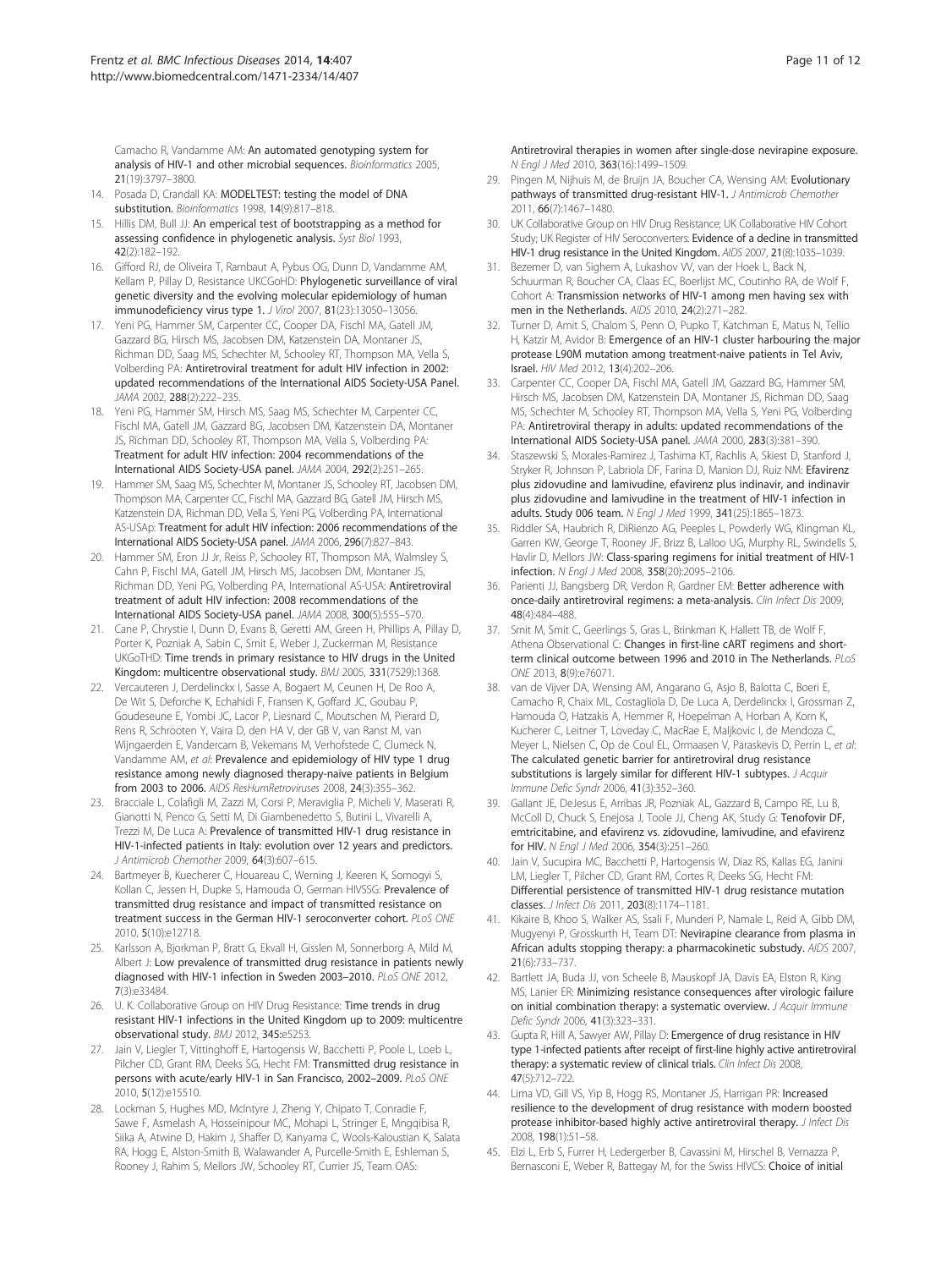Camacho R, Vandamme AM: **An automated genotyping system for analysis of HIV-1 and other microbial sequences.** *Bioinformatics* 2005, **21**(19):3797–3800.

14. Posada D, Crandall KA: **MODELTEST: testing the model of DNA substitution.** *Bioinformatics* 1998, **14**(9):817–818.
15. Hillis DM, Bull JJ: **An emperical test of bootstrapping as a method for assessing confidence in phylogenetic analysis.** *Syst Biol* 1993, **42**(2):182–192.
16. Gifford RJ, de Oliveira T, Rambaut A, Pybus OG, Dunn D, Vandamme AM, Kellam P, Pillay D, Resistance UKCGoHD: **Phylogenetic surveillance of viral genetic diversity and the evolving molecular epidemiology of human immunodeficiency virus type 1.** *J Virol* 2007, **81**(23):13050–13056.
17. Yeni PG, Hammer SM, Carpenter CC, Cooper DA, Fischl MA, Gatell JM, Gazzard BG, Hirsch MS, Jacobsen DM, Katzenstein DA, Montaner JS, Richman DD, Saag MS, Schechter M, Schooley RT, Thompson MA, Vella S, Volberding PA: **Antiretroviral treatment for adult HIV infection in 2002: updated recommendations of the International AIDS Society-USA Panel.** *JAMA* 2002, **288**(2):222–235.
18. Yeni PG, Hammer SM, Hirsch MS, Saag MS, Schechter M, Carpenter CC, Fischl MA, Gatell JM, Gazzard BG, Jacobsen DM, Katzenstein DA, Montaner JS, Richman DD, Schooley RT, Thompson MA, Vella S, Volberding PA: **Treatment for adult HIV infection: 2004 recommendations of the International AIDS Society-USA panel.** *JAMA* 2004, **292**(2):251–265.
19. Hammer SM, Saag MS, Schechter M, Montaner JS, Schooley RT, Jacobsen DM, Thompson MA, Carpenter CC, Fischl MA, Gazzard BG, Gatell JM, Hirsch MS, Katzenstein DA, Richman DD, Vella S, Yeni PG, Volberding PA, International AS-USAp: **Treatment for adult HIV infection: 2006 recommendations of the International AIDS Society-USA panel.** *JAMA* 2006, **296**(7):827–843.
20. Hammer SM, Eron JJ Jr, Reiss P, Schooley RT, Thompson MA, Walmsley S, Cahn P, Fischl MA, Gatell JM, Hirsch MS, Jacobsen DM, Montaner JS, Richman DD, Yeni PG, Volberding PA, International AS-USA: **Antiretroviral treatment of adult HIV infection: 2008 recommendations of the International AIDS Society-USA panel.** *JAMA* 2008, **300**(5):555–570.
21. Cane P, Chrystie I, Dunn D, Evans B, Geretti AM, Green H, Phillips A, Pillay D, Porter K, Pozniak A, Sabin C, Smit E, Weber J, Zuckerman M, Resistance UKGoTHD: **Time trends in primary resistance to HIV drugs in the United Kingdom: multicentre observational study.** *BMJ* 2005, **331**(7529):1368.
22. Vercauteren J, Derdelinckx I, Sasse A, Bogaert M, Ceunen H, De Roo A, De Wit S, Deforche K, Echahidi F, Fransen K, Goffard JC, Goubau P, Goudeseune E, Yombi JC, Lacor P, Liesnard C, Moutschen M, Pierard D, Rens R, Schrooten Y, Vaira D, den HA V, der GB V, van Ranst M, van Wijngaerden E, Vandercam B, Vekemans M, Verhofstede C, Clumeck N, Vandamme AM, *et al*: **Prevalence and epidemiology of HIV type 1 drug resistance among newly diagnosed therapy-naive patients in Belgium from 2003 to 2006.** *AIDS ResHumRetroviruses* 2008, **24**(3):355–362.
23. Bracciale L, Colafigli M, Zazzi M, Corsi P, Meraviglia P, Micheli V, Maserati R, Gianotti N, Penco G, Setti M, Di Giambenedetto S, Butini L, Vivarelli A, Trezzi M, De Luca A: **Prevalence of transmitted HIV-1 drug resistance in HIV-1-infected patients in Italy: evolution over 12 years and predictors.** *J Antimicrob Chemother* 2009, **64**(3):607–615.
24. Bartmeyer B, Kuecherer C, Houareau C, Werning J, Keeren K, Somogyi S, Kollan C, Jessen H, Dupke S, Hamouda O, German HIVSSG: **Prevalence of transmitted drug resistance and impact of transmitted resistance on treatment success in the German HIV-1 seroconverter cohort.** *PLoS ONE* 2010, **5**(10):e12718.
25. Karlsson A, Bjorkman P, Bratt G, Ekvall H, Gisslen M, Sonnerborg A, Mild M, Albert J: **Low prevalence of transmitted drug resistance in patients newly diagnosed with HIV-1 infection in Sweden 2003–2010.** *PLoS ONE* 2012, **7**(3):e33484.
26. U. K. Collaborative Group on HIV Drug Resistance: **Time trends in drug resistant HIV-1 infections in the United Kingdom up to 2009: multicentre observational study.** *BMJ* 2012, **345**:e5253.
27. Jain V, Liegler T, Vittinghoff E, Hartogensis W, Bacchetti P, Poole L, Loeb L, Pilcher CD, Grant RM, Deeks SG, Hecht FM: **Transmitted drug resistance in persons with acute/early HIV-1 in San Francisco, 2002–2009.** *PLoS ONE* 2010, **5**(12):e15510.
28. Lockman S, Hughes MD, McIntyre J, Zheng Y, Chipato T, Conradie F, Sawe F, Asmelash A, Hosseinipour MC, Mohapi L, Stringer E, Mngqibisa R, Siika A, Atwine D, Hakim J, Shaffer D, Kanyama C, Wools-Kaloustian K, Salata RA, Hogg E, Alston-Smith B, Walawander A, Purcelle-Smith E, Eshleman S, Rooney J, Rahim S, Mellors JW, Schooley RT, Currier JS, Team OAS: **Antiretroviral therapies in women after single-dose nevirapine exposure.** *N Engl J Med* 2010, **363**(16):1499–1509.
29. Pingen M, Nijhuis M, de Bruijn JA, Boucher CA, Wensing AM: **Evolutionary pathways of transmitted drug-resistant HIV-1.** *J Antimicrob Chemother* 2011, **66**(7):1467–1480.
30. UK Collaborative Group on HIV Drug Resistance; UK Collaborative HIV Cohort Study; UK Register of HIV Seroconverters: **Evidence of a decline in transmitted HIV-1 drug resistance in the United Kingdom.** *AIDS* 2007, **21**(8):1035–1039.
31. Bezemer D, van Sighem A, Lukashov VV, van der Hoek L, Back N, Schuurman R, Boucher CA, Claas EC, Boerlijst MC, Coutinho RA, de Wolf F, Cohort A: **Transmission networks of HIV-1 among men having sex with men in the Netherlands.** *AIDS* 2010, **24**(2):271–282.
32. Turner D, Amit S, Chalom S, Penn O, Pupko T, Katchman E, Matus N, Tellio H, Katzir M, Avidor B: **Emergence of an HIV-1 cluster harbouring the major protease L90M mutation among treatment-naive patients in Tel Aviv, Israel.** *HIV Med* 2012, **13**(4):202–206.
33. Carpenter CC, Cooper DA, Fischl MA, Gatell JM, Gazzard BG, Hammer SM, Hirsch MS, Jacobsen DM, Katzenstein DA, Montaner JS, Richman DD, Saag MS, Schechter M, Schooley RT, Thompson MA, Vella S, Yeni PG, Volberding PA: **Antiretroviral therapy in adults: updated recommendations of the International AIDS Society-USA panel.** *JAMA* 2000, **283**(3):381–390.
34. Staszewski S, Morales-Ramirez J, Tashima KT, Rachlis A, Skiest D, Stanford J, Stryker R, Johnson P, Labriola DF, Farina D, Manion DJ, Ruiz NM: **Efavirenz plus zidovudine and lamivudine, efavirenz plus indinavir, and indinavir plus zidovudine and lamivudine in the treatment of HIV-1 infection in adults. Study 006 team.** *N Engl J Med* 1999, **341**(25):1865–1873.
35. Riddler SA, Haubrich R, DiRienzo AG, Peeples L, Powderly WG, Klingman KL, Garren KW, George T, Rooney JF, Brizz B, Lalloo UG, Murphy RL, Swindells S, Havlir D, Mellors JW: **Class-sparing regimens for initial treatment of HIV-1 infection.** *N Engl J Med* 2008, **358**(20):2095–2106.
36. Parienti JJ, Bangsberg DR, Verdon R, Gardner EM: **Better adherence with once-daily antiretroviral regimens: a meta-analysis.** *Clin Infect Dis* 2009, **48**(4):484–488.
37. Smit M, Smit C, Geerlings S, Gras L, Brinkman K, Hallett TB, de Wolf F, Athena Observational C: **Changes in first-line cART regimens and short-term clinical outcome between 1996 and 2010 in The Netherlands.** *PLoS ONE* 2013, **8**(9):e76071.
38. van de Vijver DA, Wensing AM, Angarano G, Asjo B, Balotta C, Boeri E, Camacho R, Chaix ML, Costagliola D, De Luca A, Derdelinckx I, Grossman Z, Hamouda O, Hatzakis A, Hemmer R, Hoepelman A, Horban A, Korn K, Kucherer C, Leitner T, Loveday C, MacRae E, Maljkovic I, de Mendoza C, Meyer L, Nielsen C, Op de Coul EL, Ormaasen V, Paraskevis D, Perrin L, *et al*: **The calculated genetic barrier for antiretroviral drug resistance substitutions is largely similar for different HIV-1 subtypes.** *J Acquir Immune Defic Syndr* 2006, **41**(3):352–360.
39. Gallant JE, DeJesus E, Arribas JR, Pozniak AL, Gazzard B, Campo RE, Lu B, McColl D, Chuck S, Enejosa J, Toole JJ, Cheng AK, Study G: **Tenofovir DF, emtricitabine, and efavirenz vs. zidovudine, lamivudine, and efavirenz for HIV.** *N Engl J Med* 2006, **354**(3):251–260.
40. Jain V, Sucupira MC, Bacchetti P, Hartogensis W, Diaz RS, Kallas EG, Janini LM, Liegler T, Pilcher CD, Grant RM, Cortes R, Deeks SG, Hecht FM: **Differential persistence of transmitted HIV-1 drug resistance mutation classes.** *J Infect Dis* 2011, **203**(8):1174–1181.
41. Kikaire B, Khoo S, Walker AS, Ssali F, Munderi P, Namale L, Reid A, Gibb DM, Mugyenyi P, Grosskurth H, Team DT: **Nevirapine clearance from plasma in African adults stopping therapy: a pharmacokinetic substudy.** *AIDS* 2007, **21**(6):733–737.
42. Bartlett JA, Buda JJ, von Scheele B, Mauskopf JA, Davis EA, Elston R, King MS, Lanier ER: **Minimizing resistance consequences after virologic failure on initial combination therapy: a systematic overview.** *J Acquir Immune Defic Syndr* 2006, **41**(3):323–331.
43. Gupta R, Hill A, Sawyer AW, Pillay D: **Emergence of drug resistance in HIV type 1-infected patients after receipt of first-line highly active antiretroviral therapy: a systematic review of clinical trials.** *Clin Infect Dis* 2008, **47**(5):712–722.
44. Lima VD, Gill VS, Yip B, Hogg RS, Montaner JS, Harrigan PR: **Increased resilience to the development of drug resistance with modern boosted protease inhibitor-based highly active antiretroviral therapy.** *J Infect Dis* 2008, **198**(1):51–58.
45. Elzi L, Erb S, Furrer H, Ledergerber B, Cavassini M, Hirschel B, Vernazza P, Bernasconi E, Weber R, Battegay M, for the Swiss HIVCS: **Choice of initial**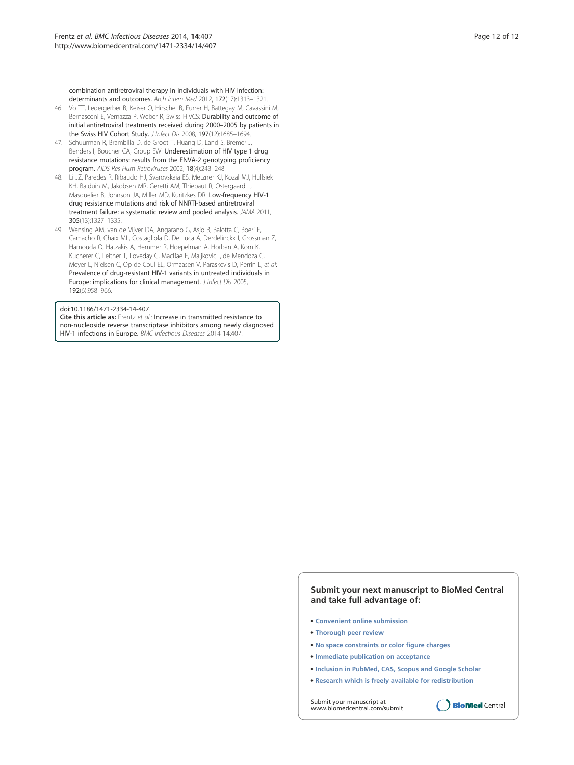combination antiretroviral therapy in individuals with HIV infection: determinants and outcomes. *Arch Intern Med* 2012, **172**(17):1313–1321.

46. Vo TT, Ledergerber B, Keiser O, Hirschel B, Furrer H, Battegay M, Cavassini M, Bernasconi E, Vernazza P, Weber R, Swiss HIVCS: **Durability and outcome of initial antiretroviral treatments received during 2000–2005 by patients in the Swiss HIV Cohort Study.** *J Infect Dis* 2008, **197**(12):1685–1694.
47. Schuurman R, Brambilla D, de Groot T, Huang D, Land S, Bremer J, Benders I, Boucher CA, Group EW: **Underestimation of HIV type 1 drug resistance mutations: results from the ENVA-2 genotyping proficiency program.** *AIDS Res Hum Retroviruses* 2002, **18**(4):243–248.
48. Li JZ, Paredes R, Ribaudo HJ, Svarovskaia ES, Metzner KJ, Kozal MJ, Hullsiek KH, Balduin M, Jakobsen MR, Geretti AM, Thiebaut R, Ostergaard L, Masquelier B, Johnson JA, Miller MD, Kuritzkes DR: **Low-frequency HIV-1 drug resistance mutations and risk of NNRTI-based antiretroviral treatment failure: a systematic review and pooled analysis.** *JAMA* 2011, **305**(13):1327–1335.
49. Wensing AM, van de Vijver DA, Angarano G, Asjo B, Balotta C, Boeri E, Camacho R, Chaix ML, Costagliola D, De Luca A, Derdelinckx I, Grossman Z, Hamouda O, Hatzakis A, Hemmer R, Hoepelman A, Horban A, Korn K, Kucherer C, Leitner T, Loveday C, MacRae E, Maljkovic I, de Mendoza C, Meyer L, Nielsen C, Op de Coul EL, Ormaasen V, Paraskevis D, Perrin L, *et al*: **Prevalence of drug-resistant HIV-1 variants in untreated individuals in Europe: implications for clinical management.** *J Infect Dis* 2005, **192**(6):958–966.

doi:10.1186/1471-2334-14-407
**Cite this article as:** Frentz *et al.*: Increase in transmitted resistance to non-nucleoside reverse transcriptase inhibitors among newly diagnosed HIV-1 infections in Europe. *BMC Infectious Diseases* 2014 **14**:407.

**Submit your next manuscript to BioMed Central and take full advantage of:**

- **Convenient online submission**
- **Thorough peer review**
- **No space constraints or color figure charges**
- **Immediate publication on acceptance**
- **Inclusion in PubMed, CAS, Scopus and Google Scholar**
- **Research which is freely available for redistribution**

Submit your manuscript at
www.biomedcentral.com/submit

BioMed Central